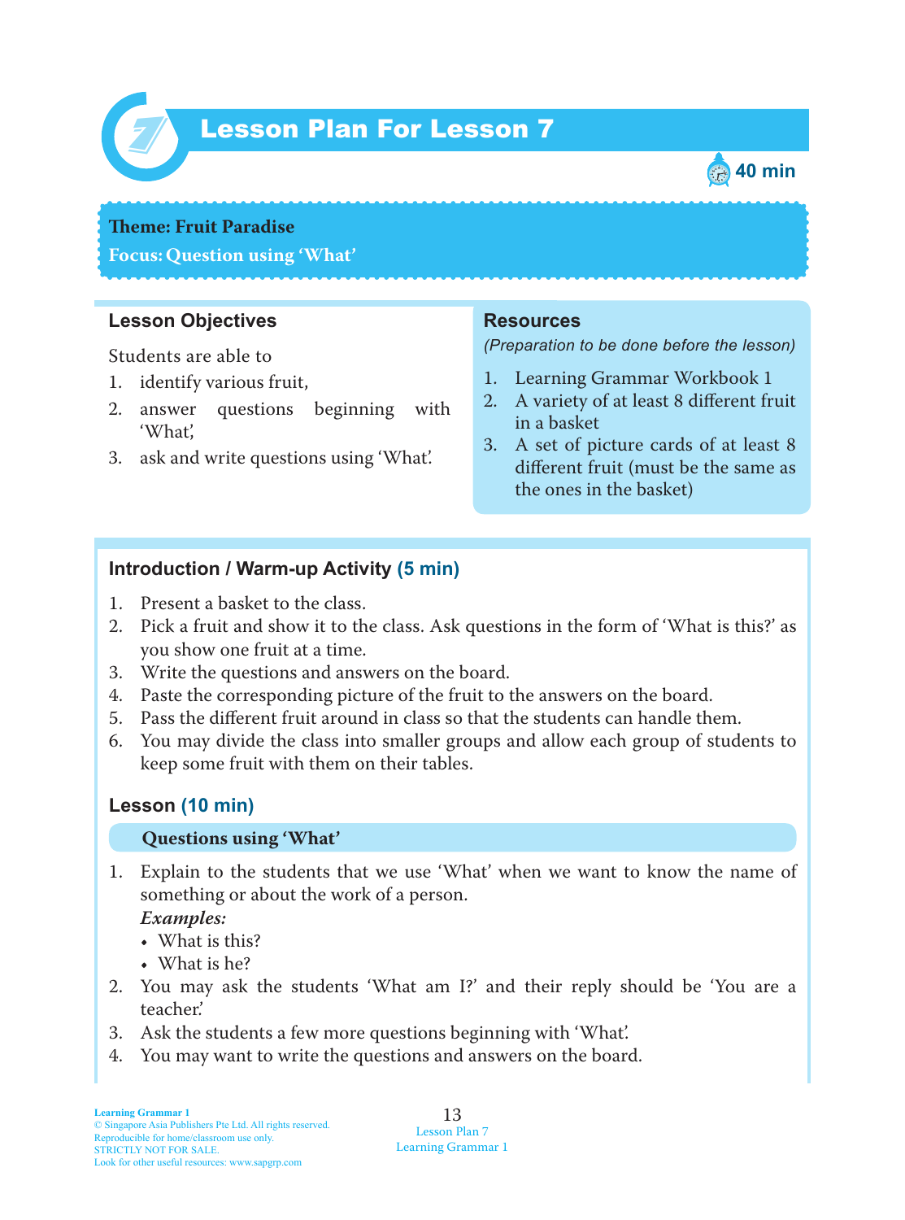# Lesson Plan For Lesson 7

40 min

**Theme: Fruit Paradise**

**Focus: Question using 'What'**

## Lesson Objectives

Students are able to

1. identify various fruit,
2. answer questions beginning with 'What',
3. ask and write questions using 'What'.

## Resources

*(Preparation to be done before the lesson)*

1. Learning Grammar Workbook 1
2. A variety of at least 8 different fruit in a basket
3. A set of picture cards of at least 8 different fruit (must be the same as the ones in the basket)

## Introduction / Warm-up Activity (5 min)

1. Present a basket to the class.
2. Pick a fruit and show it to the class. Ask questions in the form of 'What is this?' as you show one fruit at a time.
3. Write the questions and answers on the board.
4. Paste the corresponding picture of the fruit to the answers on the board.
5. Pass the different fruit around in class so that the students can handle them.
6. You may divide the class into smaller groups and allow each group of students to keep some fruit with them on their tables.

## Lesson (10 min)

### Questions using 'What'

1. Explain to the students that we use 'What' when we want to know the name of something or about the work of a person.
   ***Examples:***
   - What is this?
   - What is he?
2. You may ask the students 'What am I?' and their reply should be 'You are a teacher.'
3. Ask the students a few more questions beginning with 'What'.
4. You may want to write the questions and answers on the board.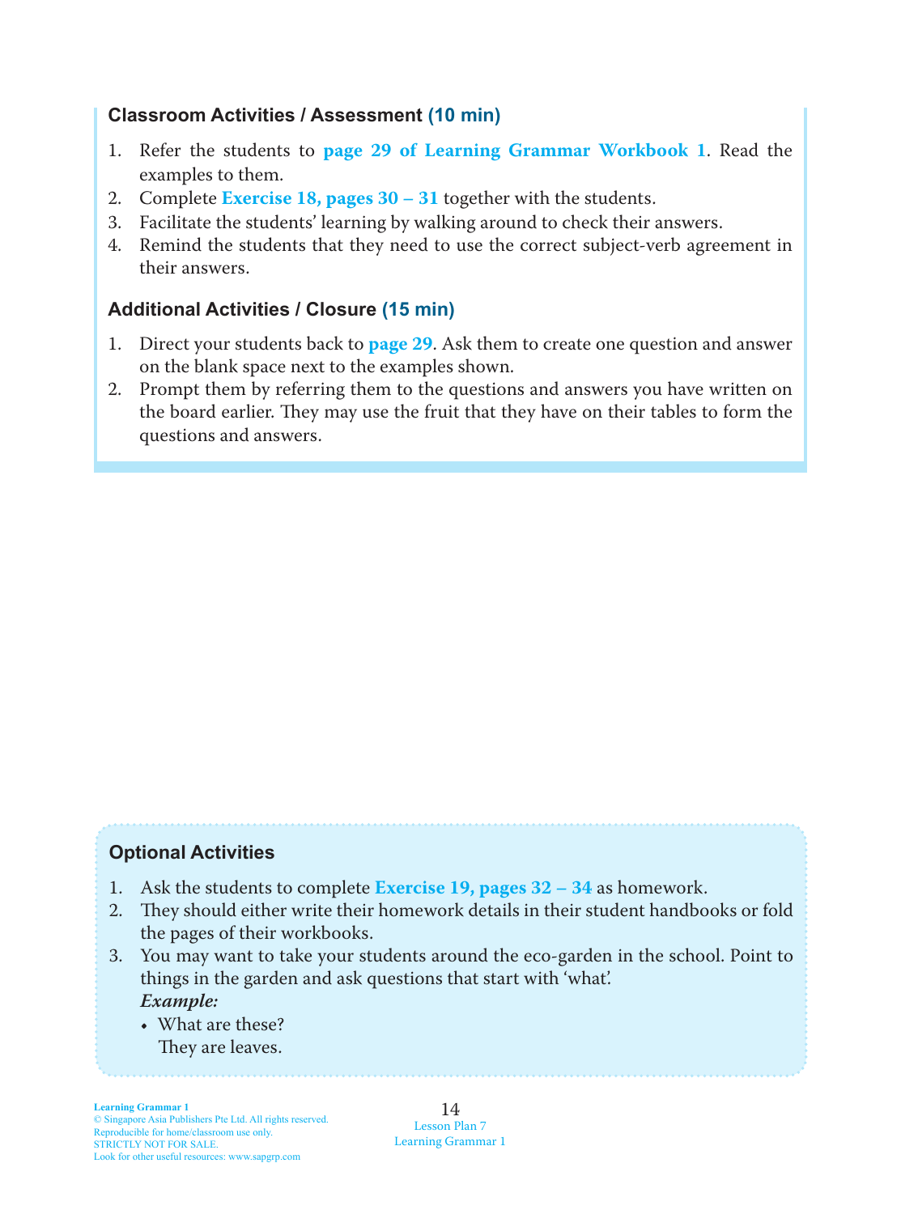### Classroom Activities / Assessment (10 min)

1. Refer the students to **page 29 of Learning Grammar Workbook 1**. Read the examples to them.
2. Complete **Exercise 18, pages 30 – 31** together with the students.
3. Facilitate the students' learning by walking around to check their answers.
4. Remind the students that they need to use the correct subject-verb agreement in their answers.

### Additional Activities / Closure (15 min)

1. Direct your students back to **page 29**. Ask them to create one question and answer on the blank space next to the examples shown.
2. Prompt them by referring them to the questions and answers you have written on the board earlier. They may use the fruit that they have on their tables to form the questions and answers.

### Optional Activities

1. Ask the students to complete **Exercise 19, pages 32 – 34** as homework.
2. They should either write their homework details in their student handbooks or fold the pages of their workbooks.
3. You may want to take your students around the eco-garden in the school. Point to things in the garden and ask questions that start with 'what'.

   ***Example:***
   - What are these?
     They are leaves.